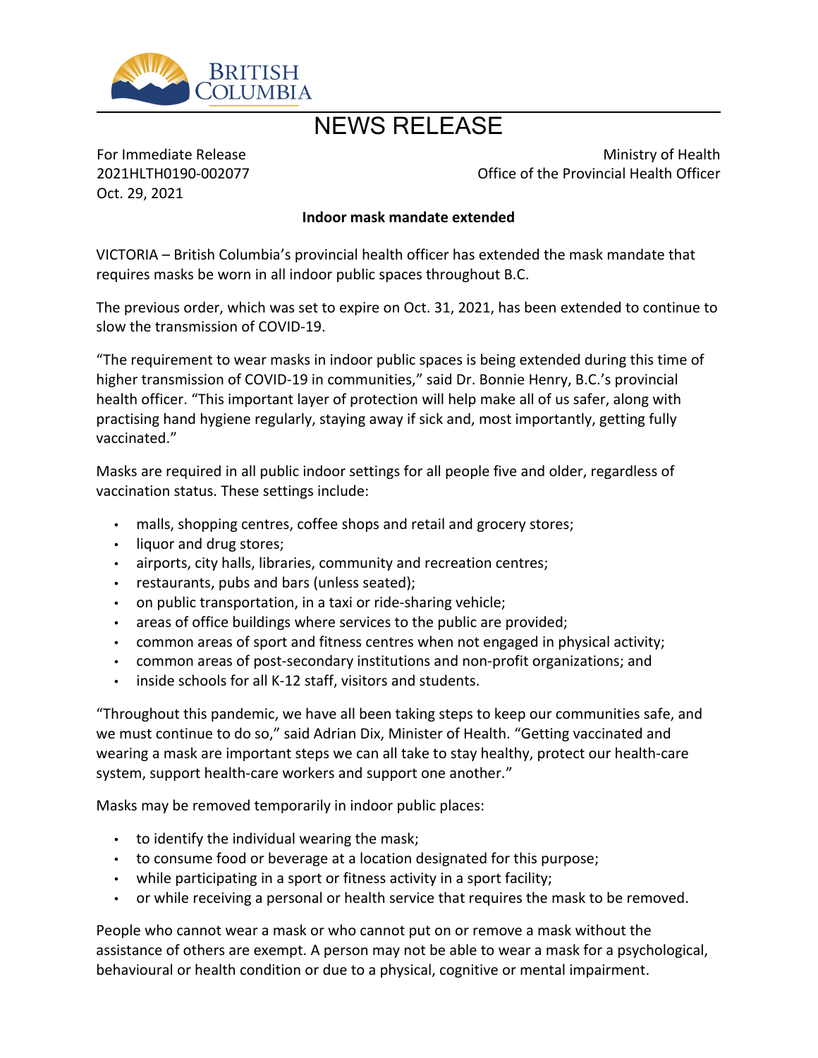# NEWS RELEASE

For Immediate Release
2021HLTH0190-002077
Oct. 29, 2021

Ministry of Health
Office of the Provincial Health Officer

**Indoor mask mandate extended**

VICTORIA – British Columbia's provincial health officer has extended the mask mandate that requires masks be worn in all indoor public spaces throughout B.C.

The previous order, which was set to expire on Oct. 31, 2021, has been extended to continue to slow the transmission of COVID-19.

"The requirement to wear masks in indoor public spaces is being extended during this time of higher transmission of COVID-19 in communities," said Dr. Bonnie Henry, B.C.'s provincial health officer. "This important layer of protection will help make all of us safer, along with practising hand hygiene regularly, staying away if sick and, most importantly, getting fully vaccinated."

Masks are required in all public indoor settings for all people five and older, regardless of vaccination status. These settings include:

- malls, shopping centres, coffee shops and retail and grocery stores;
- liquor and drug stores;
- airports, city halls, libraries, community and recreation centres;
- restaurants, pubs and bars (unless seated);
- on public transportation, in a taxi or ride-sharing vehicle;
- areas of office buildings where services to the public are provided;
- common areas of sport and fitness centres when not engaged in physical activity;
- common areas of post-secondary institutions and non-profit organizations; and
- inside schools for all K-12 staff, visitors and students.

"Throughout this pandemic, we have all been taking steps to keep our communities safe, and we must continue to do so," said Adrian Dix, Minister of Health. "Getting vaccinated and wearing a mask are important steps we can all take to stay healthy, protect our health-care system, support health-care workers and support one another."

Masks may be removed temporarily in indoor public places:

- to identify the individual wearing the mask;
- to consume food or beverage at a location designated for this purpose;
- while participating in a sport or fitness activity in a sport facility;
- or while receiving a personal or health service that requires the mask to be removed.

People who cannot wear a mask or who cannot put on or remove a mask without the assistance of others are exempt. A person may not be able to wear a mask for a psychological, behavioural or health condition or due to a physical, cognitive or mental impairment.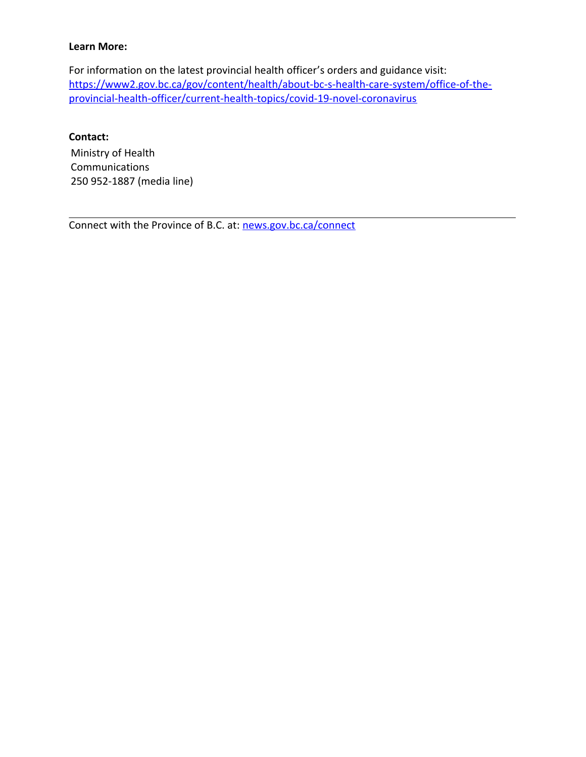**Learn More:**

For information on the latest provincial health officer's orders and guidance visit: https://www2.gov.bc.ca/gov/content/health/about-bc-s-health-care-system/office-of-the-provincial-health-officer/current-health-topics/covid-19-novel-coronavirus

**Contact:**

Ministry of Health
Communications
250 952-1887 (media line)

---

Connect with the Province of B.C. at: news.gov.bc.ca/connect